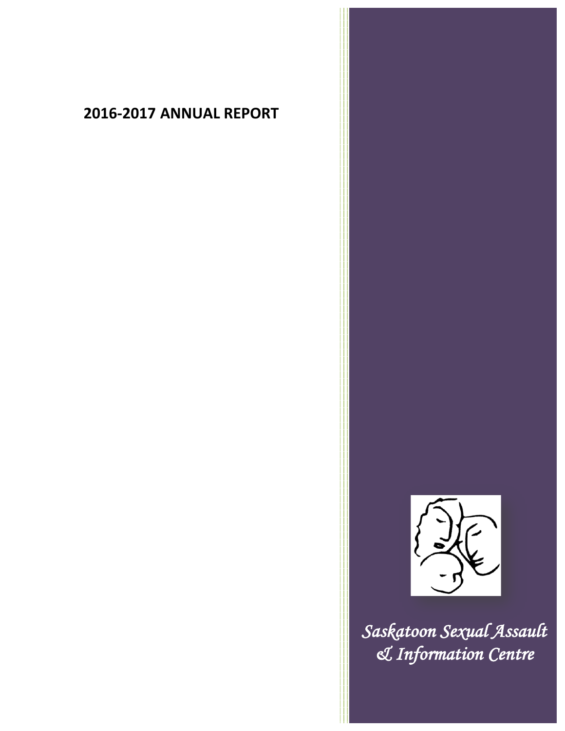# 2016-2017 ANNUAL REPORT

*Saskatoon Sexual Assault & Information Centre*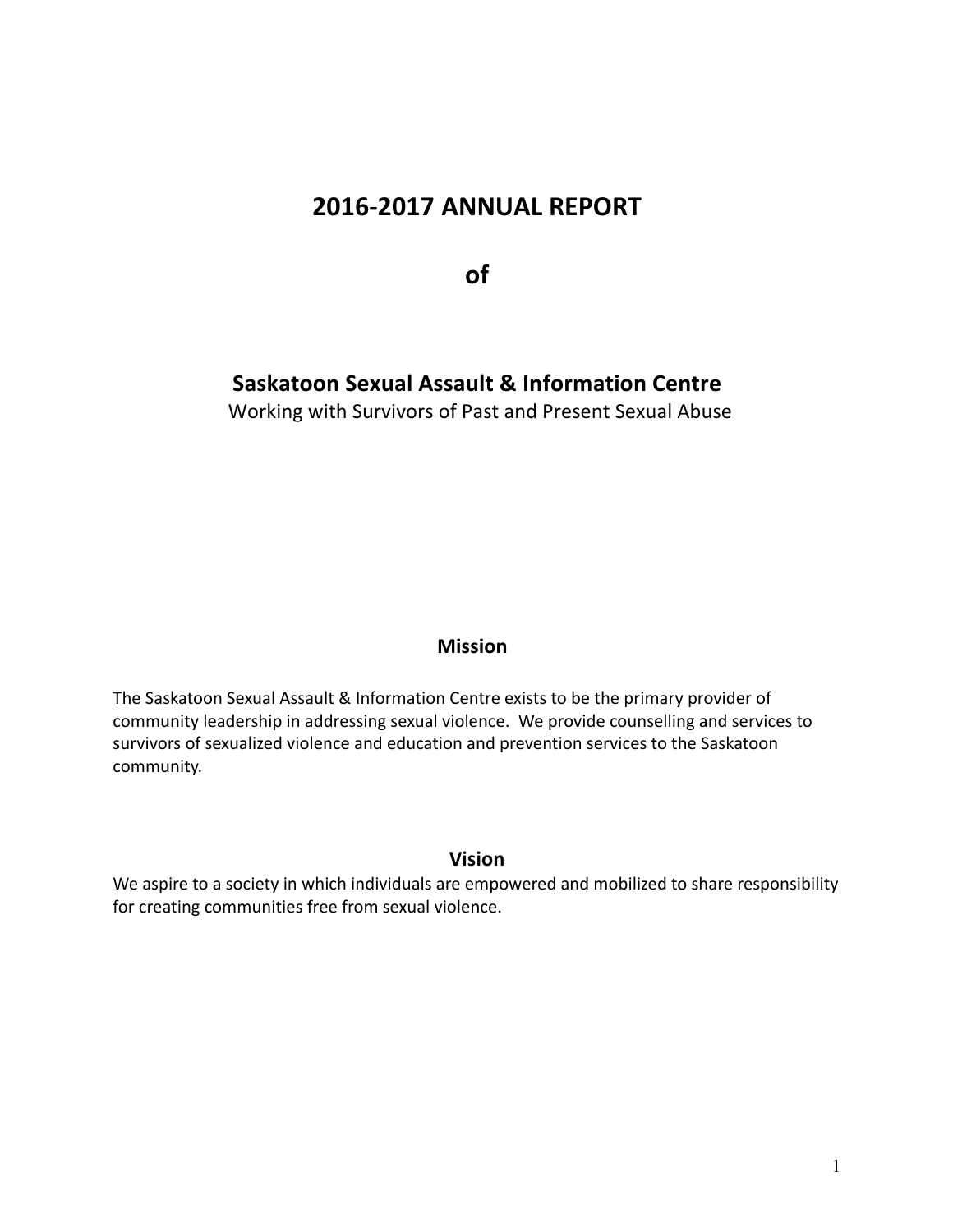# 2016-2017 ANNUAL REPORT

# of

## Saskatoon Sexual Assault & Information Centre

Working with Survivors of Past and Present Sexual Abuse

### Mission

The Saskatoon Sexual Assault & Information Centre exists to be the primary provider of community leadership in addressing sexual violence. We provide counselling and services to survivors of sexualized violence and education and prevention services to the Saskatoon community.

### Vision

We aspire to a society in which individuals are empowered and mobilized to share responsibility for creating communities free from sexual violence.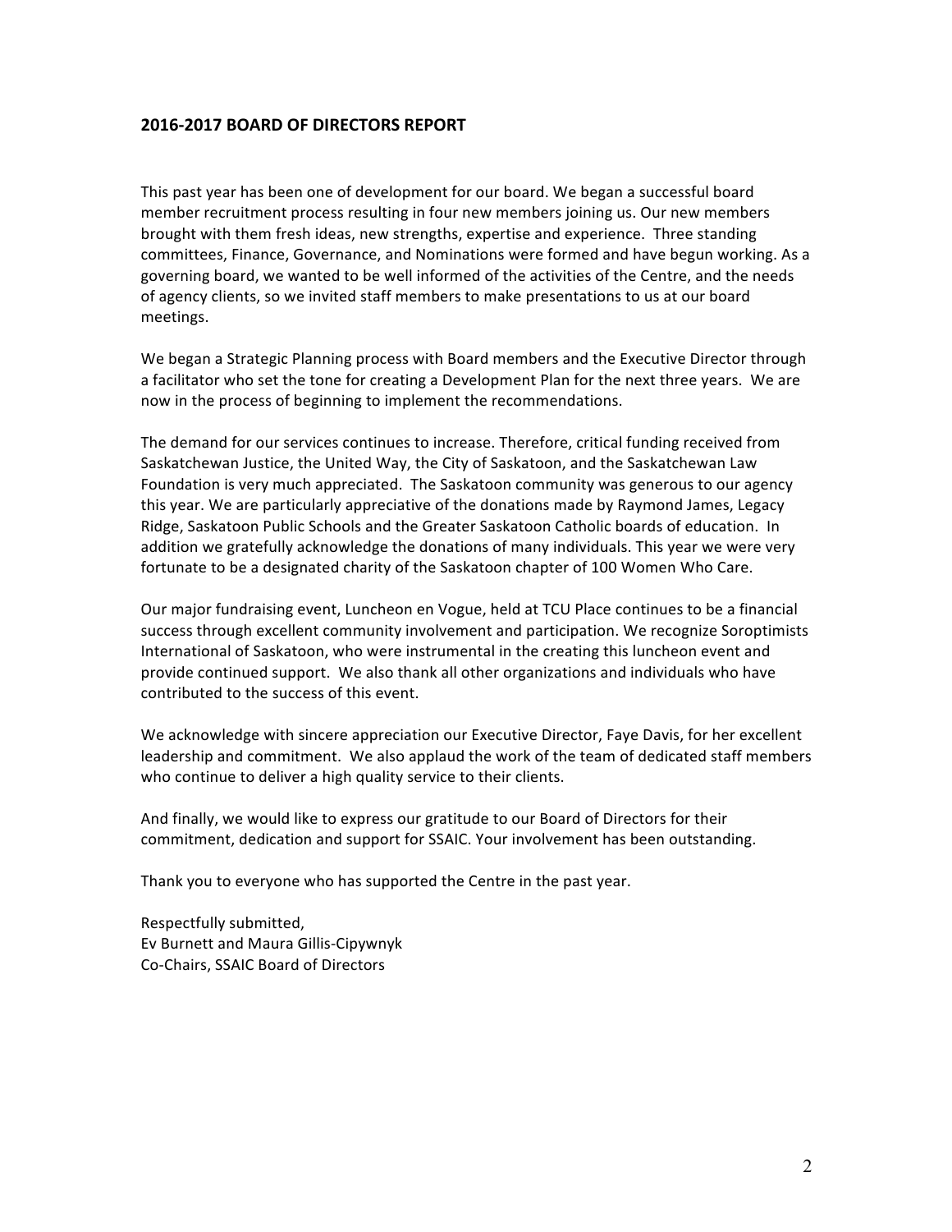## 2016-2017 BOARD OF DIRECTORS REPORT

This past year has been one of development for our board. We began a successful board member recruitment process resulting in four new members joining us. Our new members brought with them fresh ideas, new strengths, expertise and experience. Three standing committees, Finance, Governance, and Nominations were formed and have begun working. As a governing board, we wanted to be well informed of the activities of the Centre, and the needs of agency clients, so we invited staff members to make presentations to us at our board meetings.

We began a Strategic Planning process with Board members and the Executive Director through a facilitator who set the tone for creating a Development Plan for the next three years. We are now in the process of beginning to implement the recommendations.

The demand for our services continues to increase. Therefore, critical funding received from Saskatchewan Justice, the United Way, the City of Saskatoon, and the Saskatchewan Law Foundation is very much appreciated. The Saskatoon community was generous to our agency this year. We are particularly appreciative of the donations made by Raymond James, Legacy Ridge, Saskatoon Public Schools and the Greater Saskatoon Catholic boards of education. In addition we gratefully acknowledge the donations of many individuals. This year we were very fortunate to be a designated charity of the Saskatoon chapter of 100 Women Who Care.

Our major fundraising event, Luncheon en Vogue, held at TCU Place continues to be a financial success through excellent community involvement and participation. We recognize Soroptimists International of Saskatoon, who were instrumental in the creating this luncheon event and provide continued support. We also thank all other organizations and individuals who have contributed to the success of this event.

We acknowledge with sincere appreciation our Executive Director, Faye Davis, for her excellent leadership and commitment. We also applaud the work of the team of dedicated staff members who continue to deliver a high quality service to their clients.

And finally, we would like to express our gratitude to our Board of Directors for their commitment, dedication and support for SSAIC. Your involvement has been outstanding.

Thank you to everyone who has supported the Centre in the past year.

Respectfully submitted,
Ev Burnett and Maura Gillis-Cipywnyk
Co-Chairs, SSAIC Board of Directors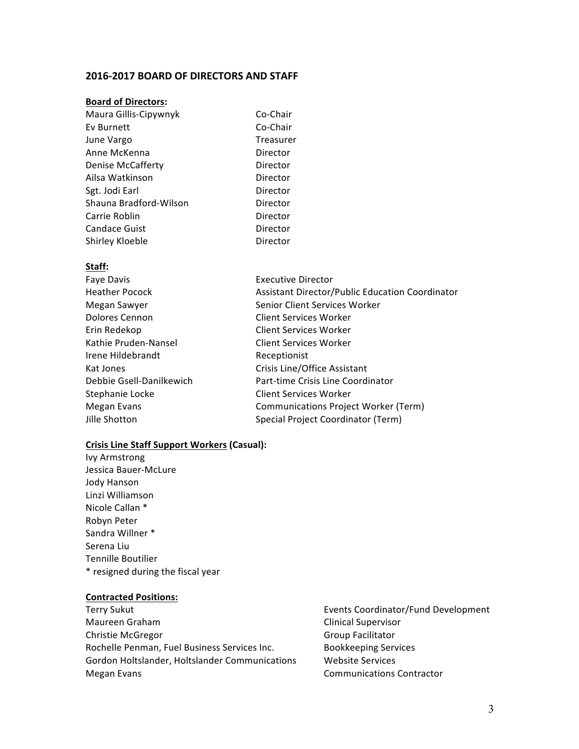## 2016-2017 BOARD OF DIRECTORS AND STAFF

### Board of Directors:

| | |
|---|---|
| Maura Gillis-Cipywnyk | Co-Chair |
| Ev Burnett | Co-Chair |
| June Vargo | Treasurer |
| Anne McKenna | Director |
| Denise McCafferty | Director |
| Ailsa Watkinson | Director |
| Sgt. Jodi Earl | Director |
| Shauna Bradford-Wilson | Director |
| Carrie Roblin | Director |
| Candace Guist | Director |
| Shirley Kloeble | Director |

### Staff:

| | |
|---|---|
| Faye Davis | Executive Director |
| Heather Pocock | Assistant Director/Public Education Coordinator |
| Megan Sawyer | Senior Client Services Worker |
| Dolores Cennon | Client Services Worker |
| Erin Redekop | Client Services Worker |
| Kathie Pruden-Nansel | Client Services Worker |
| Irene Hildebrandt | Receptionist |
| Kat Jones | Crisis Line/Office Assistant |
| Debbie Gsell-Danilkewich | Part-time Crisis Line Coordinator |
| Stephanie Locke | Client Services Worker |
| Megan Evans | Communications Project Worker (Term) |
| Jille Shotton | Special Project Coordinator (Term) |

### Crisis Line Staff Support Workers (Casual):

Ivy Armstrong
Jessica Bauer-McLure
Jody Hanson
Linzi Williamson
Nicole Callan *
Robyn Peter
Sandra Willner *
Serena Liu
Tennille Boutilier
* resigned during the fiscal year

### Contracted Positions:

| | |
|---|---|
| Terry Sukut | Events Coordinator/Fund Development |
| Maureen Graham | Clinical Supervisor |
| Christie McGregor | Group Facilitator |
| Rochelle Penman, Fuel Business Services Inc. | Bookkeeping Services |
| Gordon Holtslander, Holtslander Communications | Website Services |
| Megan Evans | Communications Contractor |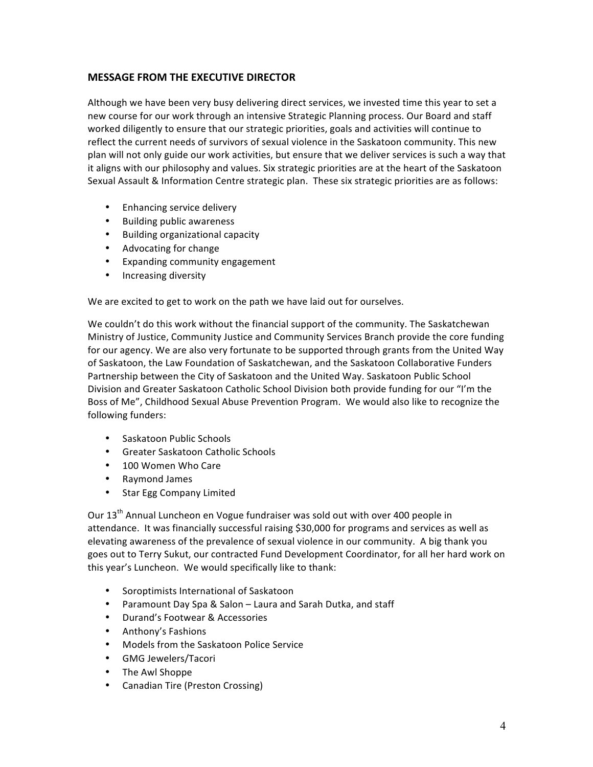## MESSAGE FROM THE EXECUTIVE DIRECTOR

Although we have been very busy delivering direct services, we invested time this year to set a new course for our work through an intensive Strategic Planning process. Our Board and staff worked diligently to ensure that our strategic priorities, goals and activities will continue to reflect the current needs of survivors of sexual violence in the Saskatoon community. This new plan will not only guide our work activities, but ensure that we deliver services is such a way that it aligns with our philosophy and values. Six strategic priorities are at the heart of the Saskatoon Sexual Assault & Information Centre strategic plan. These six strategic priorities are as follows:

- Enhancing service delivery
- Building public awareness
- Building organizational capacity
- Advocating for change
- Expanding community engagement
- Increasing diversity

We are excited to get to work on the path we have laid out for ourselves.

We couldn't do this work without the financial support of the community. The Saskatchewan Ministry of Justice, Community Justice and Community Services Branch provide the core funding for our agency. We are also very fortunate to be supported through grants from the United Way of Saskatoon, the Law Foundation of Saskatchewan, and the Saskatoon Collaborative Funders Partnership between the City of Saskatoon and the United Way. Saskatoon Public School Division and Greater Saskatoon Catholic School Division both provide funding for our "I'm the Boss of Me", Childhood Sexual Abuse Prevention Program. We would also like to recognize the following funders:

- Saskatoon Public Schools
- Greater Saskatoon Catholic Schools
- 100 Women Who Care
- Raymond James
- Star Egg Company Limited

Our 13th Annual Luncheon en Vogue fundraiser was sold out with over 400 people in attendance. It was financially successful raising $30,000 for programs and services as well as elevating awareness of the prevalence of sexual violence in our community. A big thank you goes out to Terry Sukut, our contracted Fund Development Coordinator, for all her hard work on this year's Luncheon. We would specifically like to thank:

- Soroptimists International of Saskatoon
- Paramount Day Spa & Salon – Laura and Sarah Dutka, and staff
- Durand's Footwear & Accessories
- Anthony's Fashions
- Models from the Saskatoon Police Service
- GMG Jewelers/Tacori
- The Awl Shoppe
- Canadian Tire (Preston Crossing)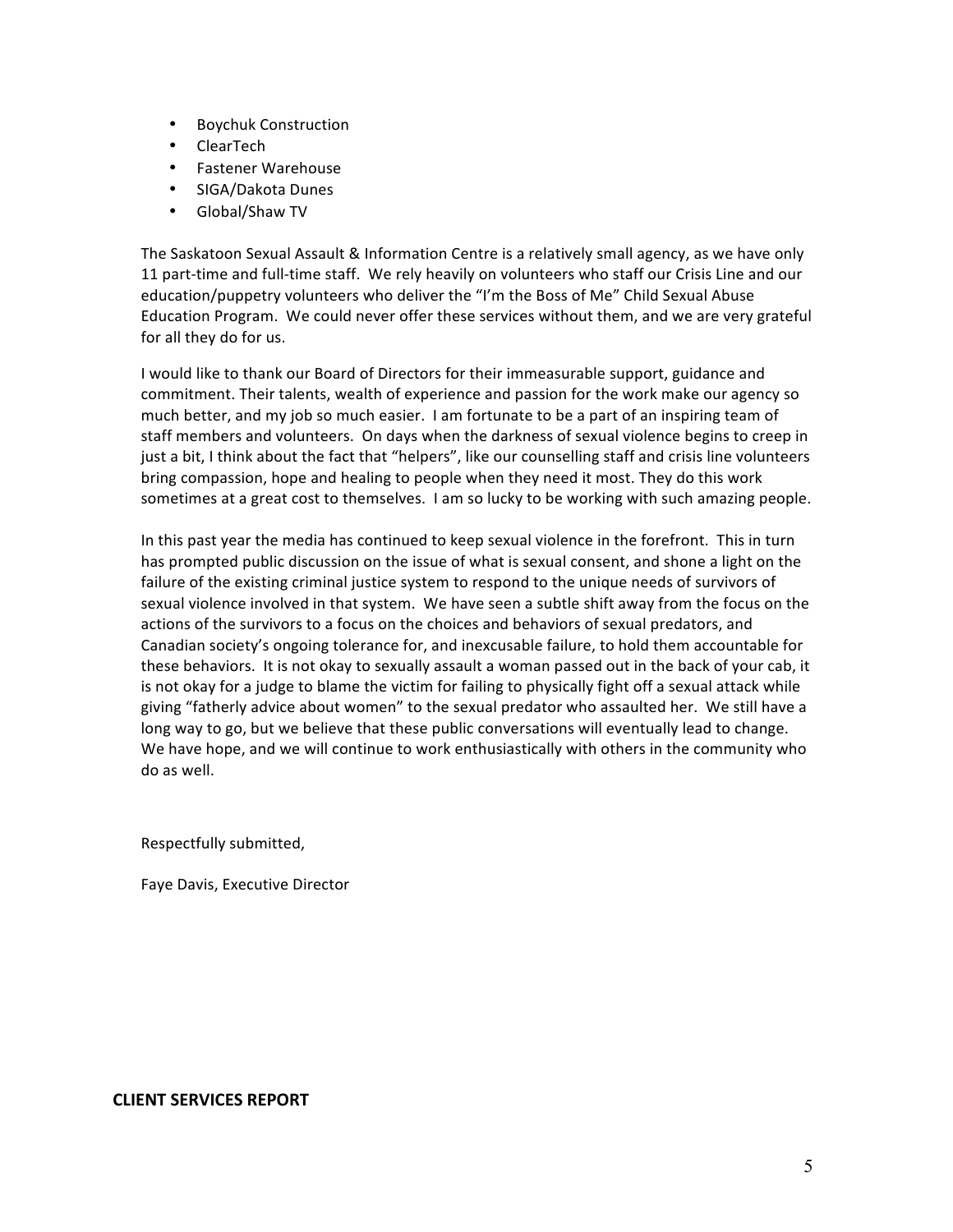- Boychuk Construction
- ClearTech
- Fastener Warehouse
- SIGA/Dakota Dunes
- Global/Shaw TV

The Saskatoon Sexual Assault & Information Centre is a relatively small agency, as we have only 11 part-time and full-time staff. We rely heavily on volunteers who staff our Crisis Line and our education/puppetry volunteers who deliver the "I'm the Boss of Me" Child Sexual Abuse Education Program. We could never offer these services without them, and we are very grateful for all they do for us.

I would like to thank our Board of Directors for their immeasurable support, guidance and commitment. Their talents, wealth of experience and passion for the work make our agency so much better, and my job so much easier. I am fortunate to be a part of an inspiring team of staff members and volunteers. On days when the darkness of sexual violence begins to creep in just a bit, I think about the fact that "helpers", like our counselling staff and crisis line volunteers bring compassion, hope and healing to people when they need it most. They do this work sometimes at a great cost to themselves. I am so lucky to be working with such amazing people.

In this past year the media has continued to keep sexual violence in the forefront. This in turn has prompted public discussion on the issue of what is sexual consent, and shone a light on the failure of the existing criminal justice system to respond to the unique needs of survivors of sexual violence involved in that system. We have seen a subtle shift away from the focus on the actions of the survivors to a focus on the choices and behaviors of sexual predators, and Canadian society's ongoing tolerance for, and inexcusable failure, to hold them accountable for these behaviors. It is not okay to sexually assault a woman passed out in the back of your cab, it is not okay for a judge to blame the victim for failing to physically fight off a sexual attack while giving "fatherly advice about women" to the sexual predator who assaulted her. We still have a long way to go, but we believe that these public conversations will eventually lead to change. We have hope, and we will continue to work enthusiastically with others in the community who do as well.

Respectfully submitted,

Faye Davis, Executive Director

## CLIENT SERVICES REPORT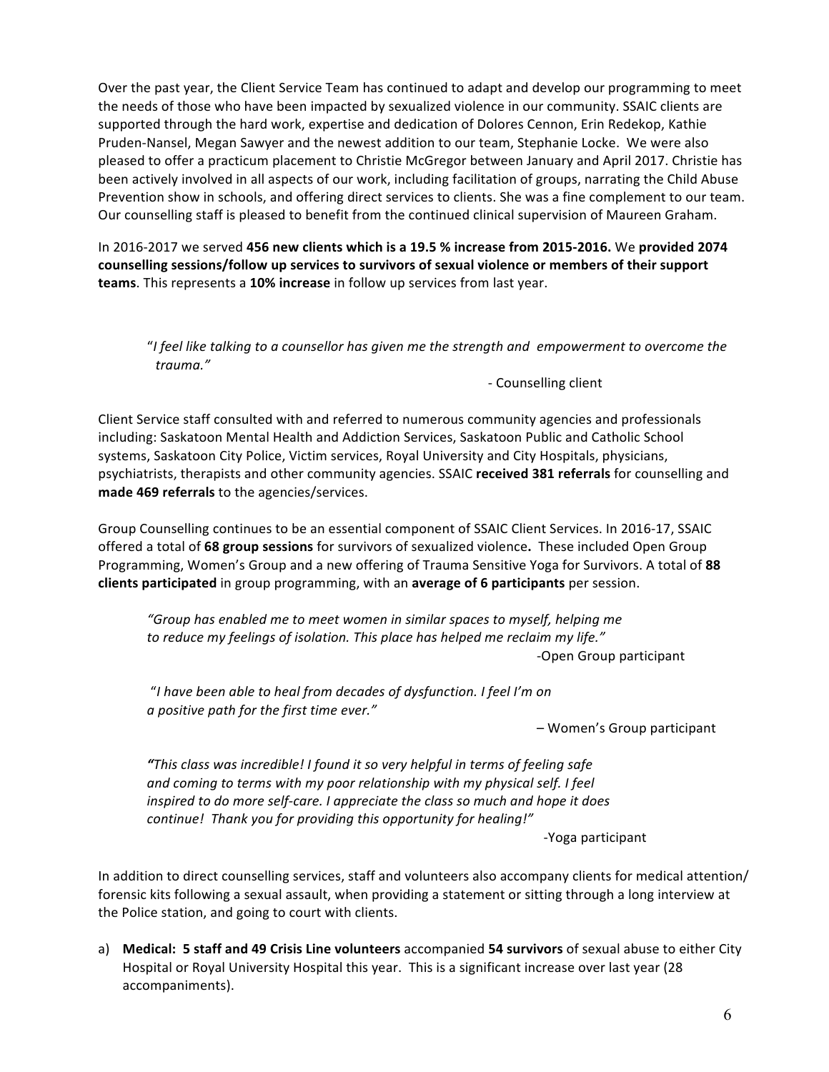Over the past year, the Client Service Team has continued to adapt and develop our programming to meet the needs of those who have been impacted by sexualized violence in our community. SSAIC clients are supported through the hard work, expertise and dedication of Dolores Cennon, Erin Redekop, Kathie Pruden-Nansel, Megan Sawyer and the newest addition to our team, Stephanie Locke. We were also pleased to offer a practicum placement to Christie McGregor between January and April 2017. Christie has been actively involved in all aspects of our work, including facilitation of groups, narrating the Child Abuse Prevention show in schools, and offering direct services to clients. She was a fine complement to our team. Our counselling staff is pleased to benefit from the continued clinical supervision of Maureen Graham.

In 2016-2017 we served **456 new clients which is a 19.5 % increase from 2015-2016.** We **provided 2074 counselling sessions/follow up services to survivors of sexual violence or members of their support teams**. This represents a **10% increase** in follow up services from last year.

> "*I feel like talking to a counsellor has given me the strength and empowerment to overcome the trauma.*"
>
> \- Counselling client

Client Service staff consulted with and referred to numerous community agencies and professionals including: Saskatoon Mental Health and Addiction Services, Saskatoon Public and Catholic School systems, Saskatoon City Police, Victim services, Royal University and City Hospitals, physicians, psychiatrists, therapists and other community agencies. SSAIC **received 381 referrals** for counselling and **made 469 referrals** to the agencies/services.

Group Counselling continues to be an essential component of SSAIC Client Services. In 2016-17, SSAIC offered a total of **68 group sessions** for survivors of sexualized violence**.** These included Open Group Programming, Women's Group and a new offering of Trauma Sensitive Yoga for Survivors. A total of **88 clients participated** in group programming, with an **average of 6 participants** per session.

> *"Group has enabled me to meet women in similar spaces to myself, helping me to reduce my feelings of isolation. This place has helped me reclaim my life."*
>
> -Open Group participant

> "*I have been able to heal from decades of dysfunction. I feel I'm on a positive path for the first time ever."*
>
> – Women's Group participant

> ***"****This class was incredible! I found it so very helpful in terms of feeling safe and coming to terms with my poor relationship with my physical self. I feel inspired to do more self-care. I appreciate the class so much and hope it does continue! Thank you for providing this opportunity for healing!"*
>
> -Yoga participant

In addition to direct counselling services, staff and volunteers also accompany clients for medical attention/ forensic kits following a sexual assault, when providing a statement or sitting through a long interview at the Police station, and going to court with clients.

a) **Medical: 5 staff and 49 Crisis Line volunteers** accompanied **54 survivors** of sexual abuse to either City Hospital or Royal University Hospital this year. This is a significant increase over last year (28 accompaniments).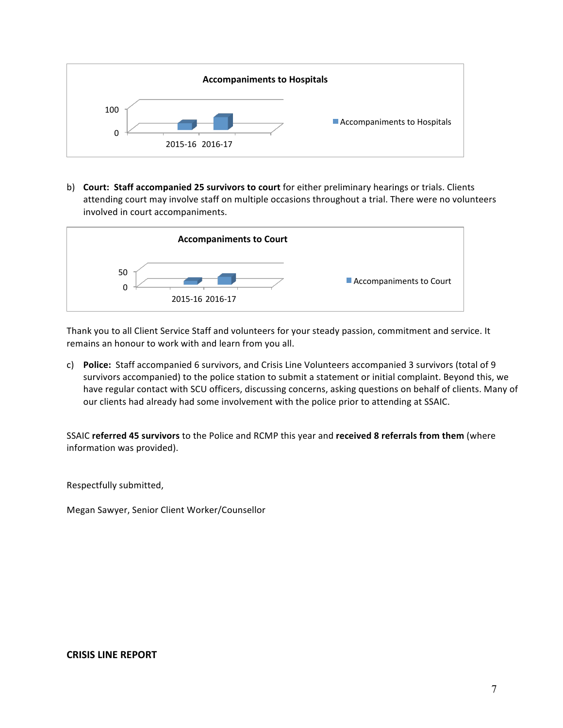**Accompaniments to Hospitals**

100

0

2015-16 2016-17

Accompaniments to Hospitals

b) **Court: Staff accompanied 25 survivors to court** for either preliminary hearings or trials. Clients attending court may involve staff on multiple occasions throughout a trial. There were no volunteers involved in court accompaniments.

**Accompaniments to Court**

50

0

2015-16 2016-17

Accompaniments to Court

Thank you to all Client Service Staff and volunteers for your steady passion, commitment and service. It remains an honour to work with and learn from you all.

c) **Police:** Staff accompanied 6 survivors, and Crisis Line Volunteers accompanied 3 survivors (total of 9 survivors accompanied) to the police station to submit a statement or initial complaint. Beyond this, we have regular contact with SCU officers, discussing concerns, asking questions on behalf of clients. Many of our clients had already had some involvement with the police prior to attending at SSAIC.

SSAIC **referred 45 survivors** to the Police and RCMP this year and **received 8 referrals from them** (where information was provided).

Respectfully submitted,

Megan Sawyer, Senior Client Worker/Counsellor

**CRISIS LINE REPORT**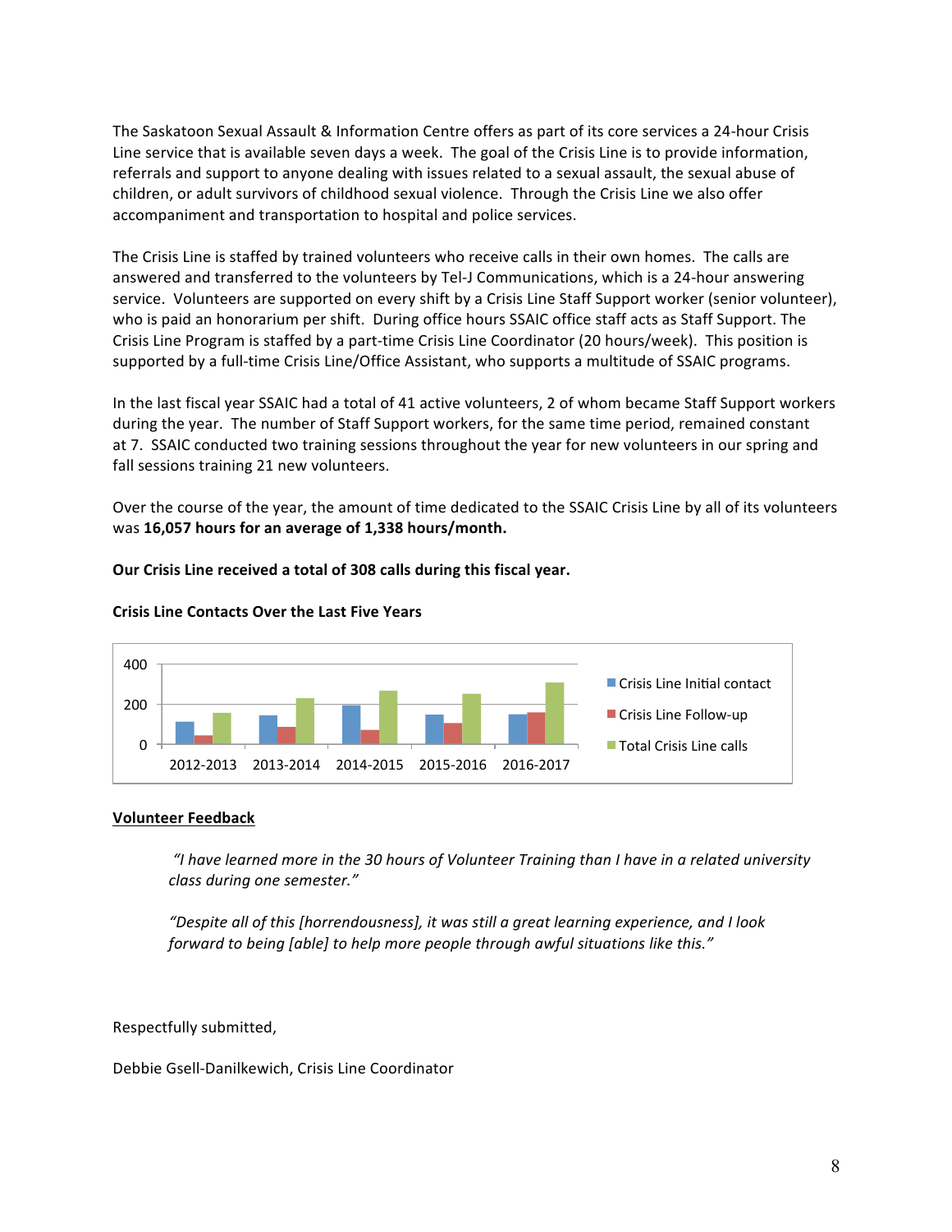The Saskatoon Sexual Assault & Information Centre offers as part of its core services a 24-hour Crisis Line service that is available seven days a week. The goal of the Crisis Line is to provide information, referrals and support to anyone dealing with issues related to a sexual assault, the sexual abuse of children, or adult survivors of childhood sexual violence. Through the Crisis Line we also offer accompaniment and transportation to hospital and police services.

The Crisis Line is staffed by trained volunteers who receive calls in their own homes. The calls are answered and transferred to the volunteers by Tel-J Communications, which is a 24-hour answering service. Volunteers are supported on every shift by a Crisis Line Staff Support worker (senior volunteer), who is paid an honorarium per shift. During office hours SSAIC office staff acts as Staff Support. The Crisis Line Program is staffed by a part-time Crisis Line Coordinator (20 hours/week). This position is supported by a full-time Crisis Line/Office Assistant, who supports a multitude of SSAIC programs.

In the last fiscal year SSAIC had a total of 41 active volunteers, 2 of whom became Staff Support workers during the year. The number of Staff Support workers, for the same time period, remained constant at 7. SSAIC conducted two training sessions throughout the year for new volunteers in our spring and fall sessions training 21 new volunteers.

Over the course of the year, the amount of time dedicated to the SSAIC Crisis Line by all of its volunteers was **16,057 hours for an average of 1,338 hours/month.**

**Our Crisis Line received a total of 308 calls during this fiscal year.**

**Crisis Line Contacts Over the Last Five Years**

Legend: Crisis Line Initial contact; Crisis Line Follow-up; Total Crisis Line calls

Years: 2012-2013, 2013-2014, 2014-2015, 2015-2016, 2016-2017

Y-axis: 0, 200, 400

**<u>Volunteer Feedback</u>**

> *"I have learned more in the 30 hours of Volunteer Training than I have in a related university class during one semester."*
>
> *"Despite all of this [horrendousness], it was still a great learning experience, and I look forward to being [able] to help more people through awful situations like this."*

Respectfully submitted,

Debbie Gsell-Danilkewich, Crisis Line Coordinator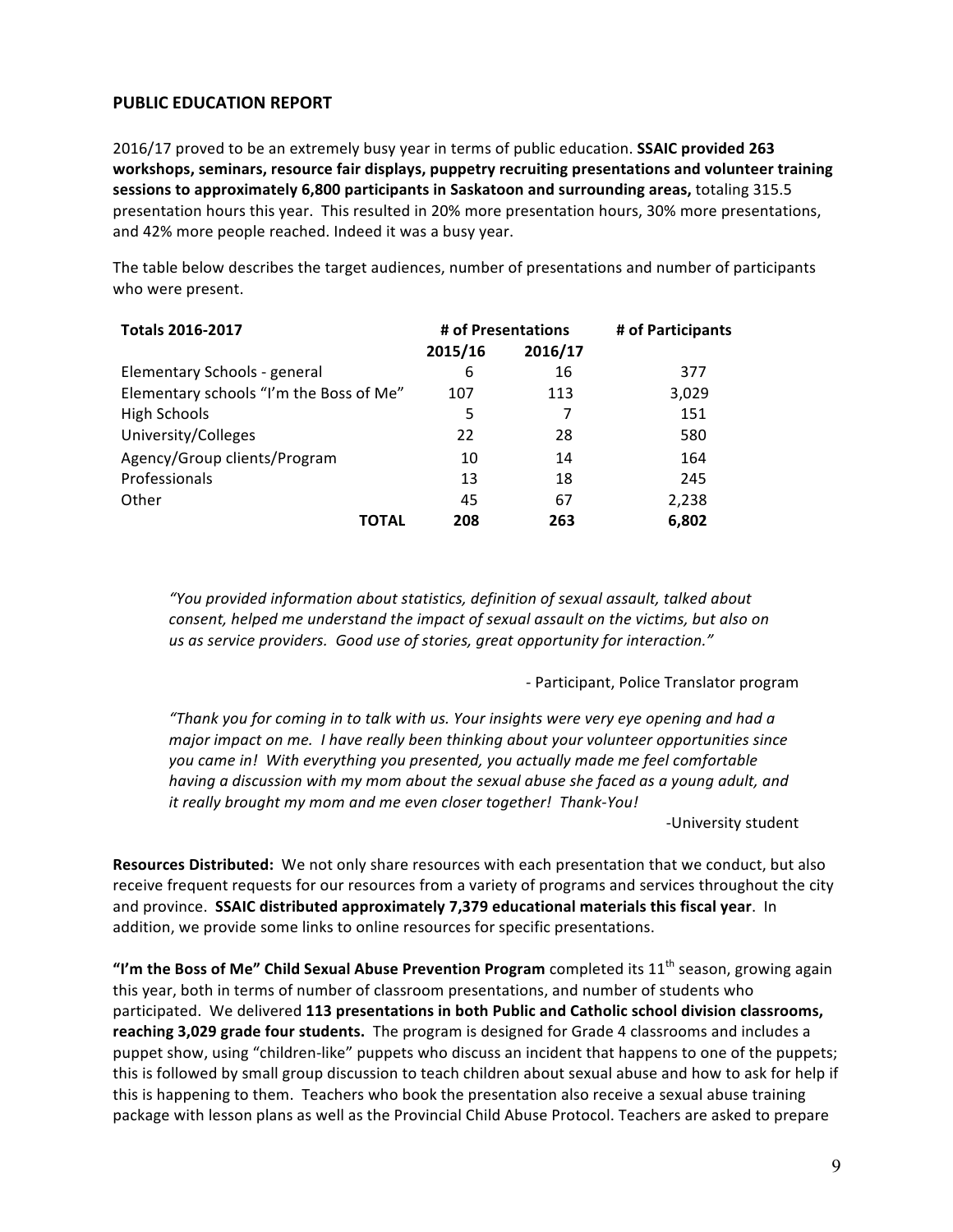## PUBLIC EDUCATION REPORT

2016/17 proved to be an extremely busy year in terms of public education. **SSAIC provided 263 workshops, seminars, resource fair displays, puppetry recruiting presentations and volunteer training sessions to approximately 6,800 participants in Saskatoon and surrounding areas,** totaling 315.5 presentation hours this year. This resulted in 20% more presentation hours, 30% more presentations, and 42% more people reached. Indeed it was a busy year.

The table below describes the target audiences, number of presentations and number of participants who were present.

| Totals 2016-2017 | # of Presentations | | # of Participants |
|---|---|---|---|
| | 2015/16 | 2016/17 | |
| Elementary Schools - general | 6 | 16 | 377 |
| Elementary schools "I'm the Boss of Me" | 107 | 113 | 3,029 |
| High Schools | 5 | 7 | 151 |
| University/Colleges | 22 | 28 | 580 |
| Agency/Group clients/Program | 10 | 14 | 164 |
| Professionals | 13 | 18 | 245 |
| Other | 45 | 67 | 2,238 |
| **TOTAL** | **208** | **263** | **6,802** |

> *"You provided information about statistics, definition of sexual assault, talked about consent, helped me understand the impact of sexual assault on the victims, but also on us as service providers. Good use of stories, great opportunity for interaction."*
>
> \- Participant, Police Translator program

> *"Thank you for coming in to talk with us. Your insights were very eye opening and had a major impact on me. I have really been thinking about your volunteer opportunities since you came in! With everything you presented, you actually made me feel comfortable having a discussion with my mom about the sexual abuse she faced as a young adult, and it really brought my mom and me even closer together! Thank-You!*
>
> -University student

**Resources Distributed:** We not only share resources with each presentation that we conduct, but also receive frequent requests for our resources from a variety of programs and services throughout the city and province. **SSAIC distributed approximately 7,379 educational materials this fiscal year**. In addition, we provide some links to online resources for specific presentations.

**"I'm the Boss of Me" Child Sexual Abuse Prevention Program** completed its 11th season, growing again this year, both in terms of number of classroom presentations, and number of students who participated. We delivered **113 presentations in both Public and Catholic school division classrooms, reaching 3,029 grade four students.** The program is designed for Grade 4 classrooms and includes a puppet show, using "children-like" puppets who discuss an incident that happens to one of the puppets; this is followed by small group discussion to teach children about sexual abuse and how to ask for help if this is happening to them. Teachers who book the presentation also receive a sexual abuse training package with lesson plans as well as the Provincial Child Abuse Protocol. Teachers are asked to prepare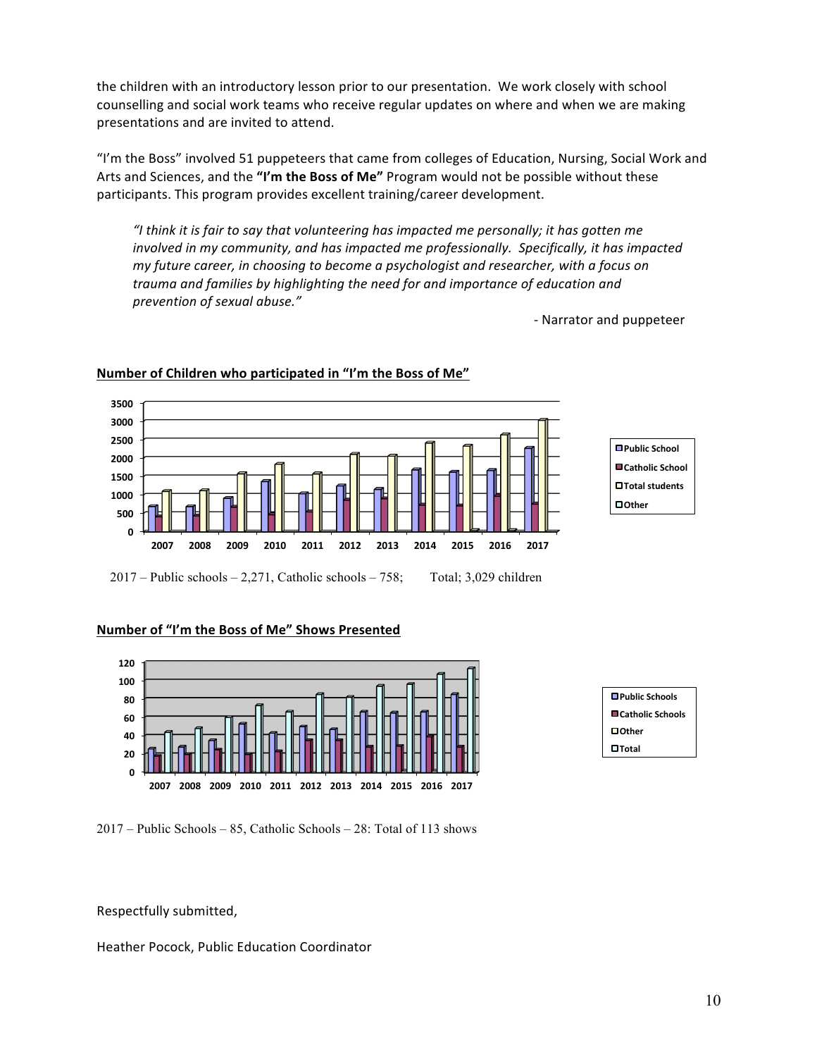the children with an introductory lesson prior to our presentation. We work closely with school counselling and social work teams who receive regular updates on where and when we are making presentations and are invited to attend.

"I'm the Boss" involved 51 puppeteers that came from colleges of Education, Nursing, Social Work and Arts and Sciences, and the **"I'm the Boss of Me"** Program would not be possible without these participants. This program provides excellent training/career development.

> *"I think it is fair to say that volunteering has impacted me personally; it has gotten me involved in my community, and has impacted me professionally. Specifically, it has impacted my future career, in choosing to become a psychologist and researcher, with a focus on trauma and families by highlighting the need for and importance of education and prevention of sexual abuse."*
>
> \- Narrator and puppeteer

**Number of Children who participated in "I'm the Boss of Me"**

2017 – Public schools – 2,271, Catholic schools – 758; Total; 3,029 children

**Number of "I'm the Boss of Me" Shows Presented**

2017 – Public Schools – 85, Catholic Schools – 28: Total of 113 shows

Respectfully submitted,

Heather Pocock, Public Education Coordinator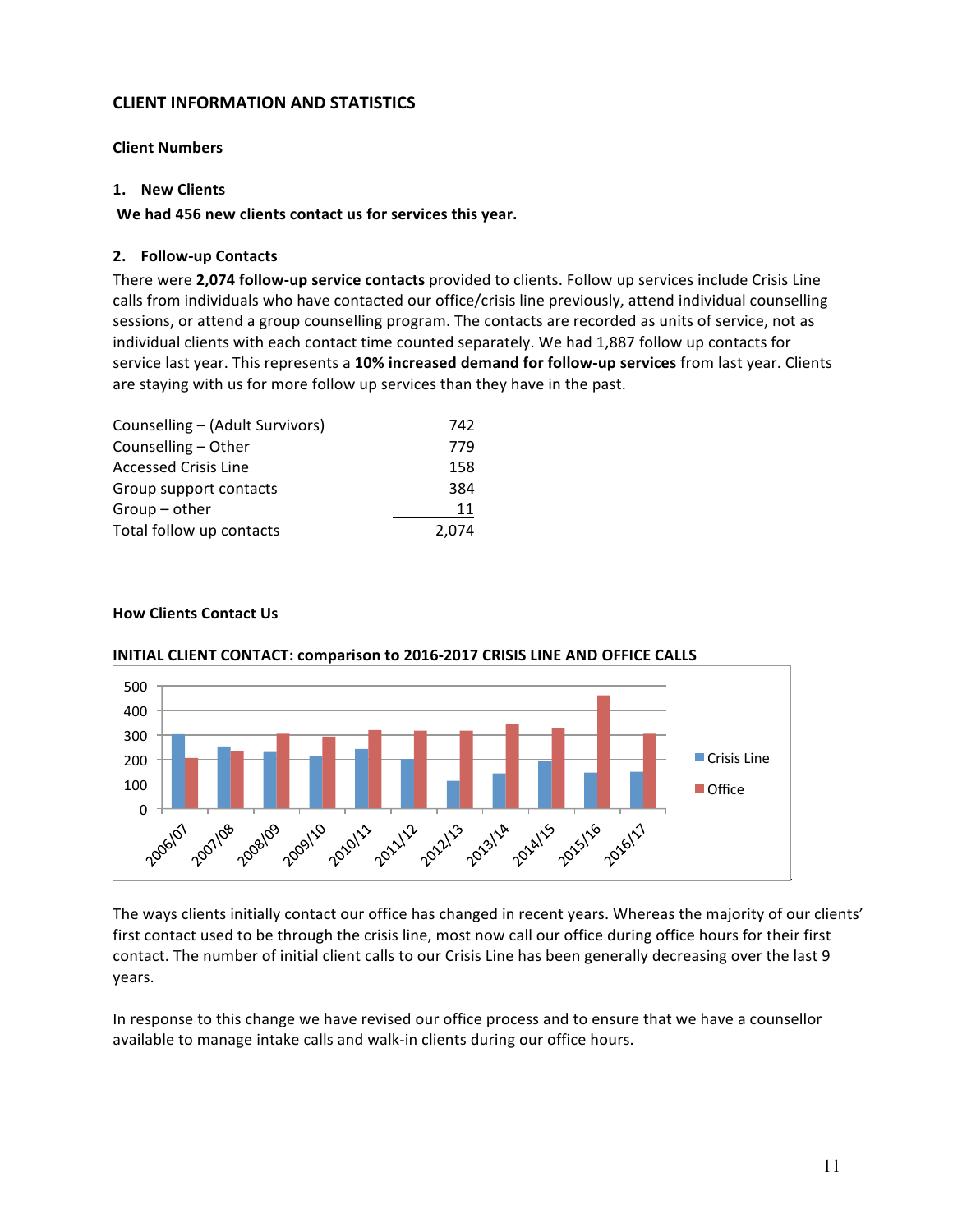## CLIENT INFORMATION AND STATISTICS

### Client Numbers

**1. New Clients**

**We had 456 new clients contact us for services this year.**

**2. Follow-up Contacts**

There were **2,074 follow-up service contacts** provided to clients. Follow up services include Crisis Line calls from individuals who have contacted our office/crisis line previously, attend individual counselling sessions, or attend a group counselling program. The contacts are recorded as units of service, not as individual clients with each contact time counted separately. We had 1,887 follow up contacts for service last year. This represents a **10% increased demand for follow-up services** from last year. Clients are staying with us for more follow up services than they have in the past.

| | |
|---|---|
| Counselling – (Adult Survivors) | 742 |
| Counselling – Other | 779 |
| Accessed Crisis Line | 158 |
| Group support contacts | 384 |
| Group – other | 11 |
| Total follow up contacts | 2,074 |

### How Clients Contact Us

**INITIAL CLIENT CONTACT: comparison to 2016-2017 CRISIS LINE AND OFFICE CALLS**

The ways clients initially contact our office has changed in recent years. Whereas the majority of our clients' first contact used to be through the crisis line, most now call our office during office hours for their first contact. The number of initial client calls to our Crisis Line has been generally decreasing over the last 9 years.

In response to this change we have revised our office process and to ensure that we have a counsellor available to manage intake calls and walk-in clients during our office hours.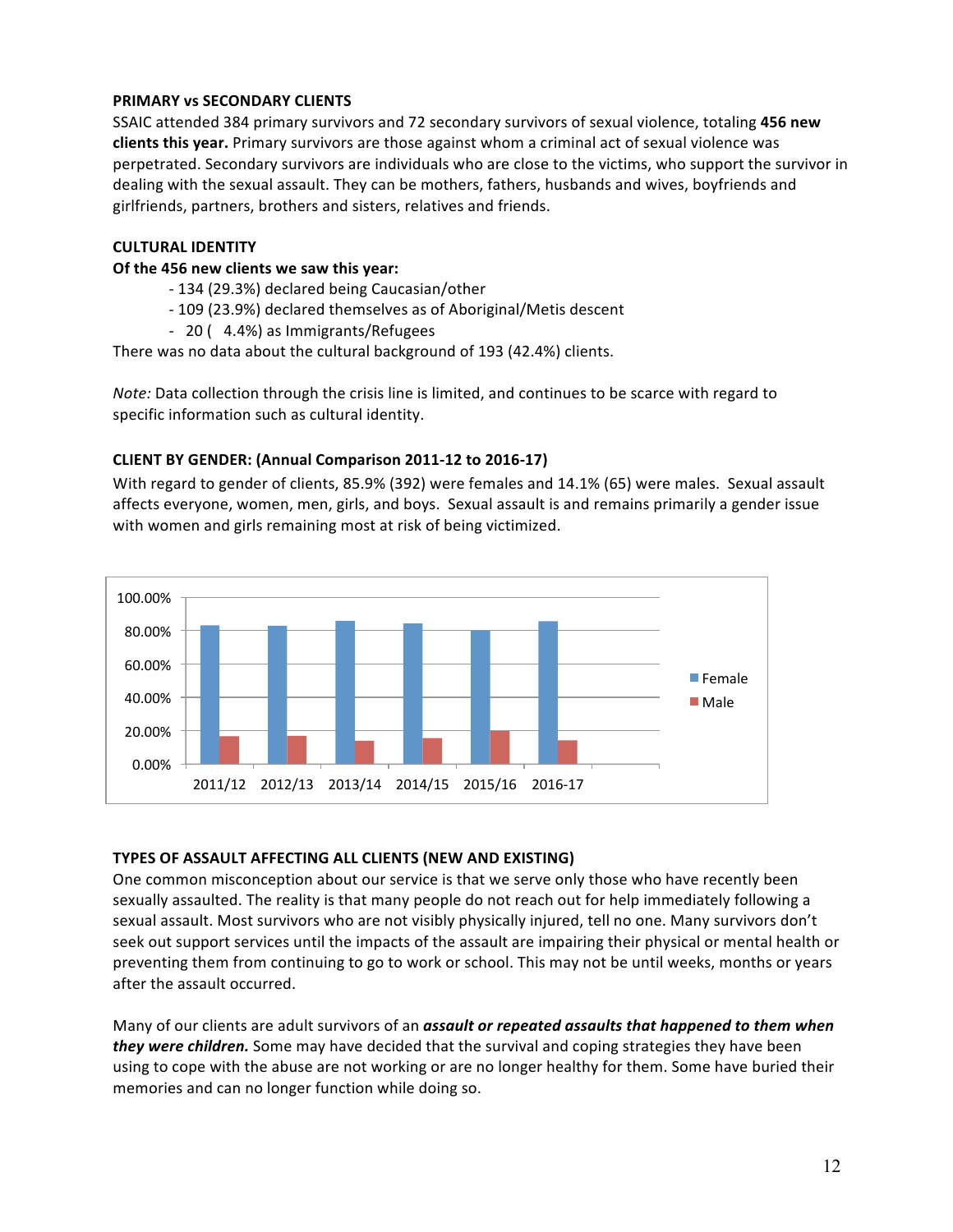**PRIMARY vs SECONDARY CLIENTS**

SSAIC attended 384 primary survivors and 72 secondary survivors of sexual violence, totaling **456 new clients this year.** Primary survivors are those against whom a criminal act of sexual violence was perpetrated. Secondary survivors are individuals who are close to the victims, who support the survivor in dealing with the sexual assault. They can be mothers, fathers, husbands and wives, boyfriends and girlfriends, partners, brothers and sisters, relatives and friends.

**CULTURAL IDENTITY**

**Of the 456 new clients we saw this year:**

- 134 (29.3%) declared being Caucasian/other
- 109 (23.9%) declared themselves as of Aboriginal/Metis descent
- 20 ( 4.4%) as Immigrants/Refugees

There was no data about the cultural background of 193 (42.4%) clients.

*Note:* Data collection through the crisis line is limited, and continues to be scarce with regard to specific information such as cultural identity.

**CLIENT BY GENDER: (Annual Comparison 2011-12 to 2016-17)**

With regard to gender of clients, 85.9% (392) were females and 14.1% (65) were males. Sexual assault affects everyone, women, men, girls, and boys. Sexual assault is and remains primarily a gender issue with women and girls remaining most at risk of being victimized.

**TYPES OF ASSAULT AFFECTING ALL CLIENTS (NEW AND EXISTING)**

One common misconception about our service is that we serve only those who have recently been sexually assaulted. The reality is that many people do not reach out for help immediately following a sexual assault. Most survivors who are not visibly physically injured, tell no one. Many survivors don't seek out support services until the impacts of the assault are impairing their physical or mental health or preventing them from continuing to go to work or school. This may not be until weeks, months or years after the assault occurred.

Many of our clients are adult survivors of an ***assault or repeated assaults that happened to them when they were children.*** Some may have decided that the survival and coping strategies they have been using to cope with the abuse are not working or are no longer healthy for them. Some have buried their memories and can no longer function while doing so.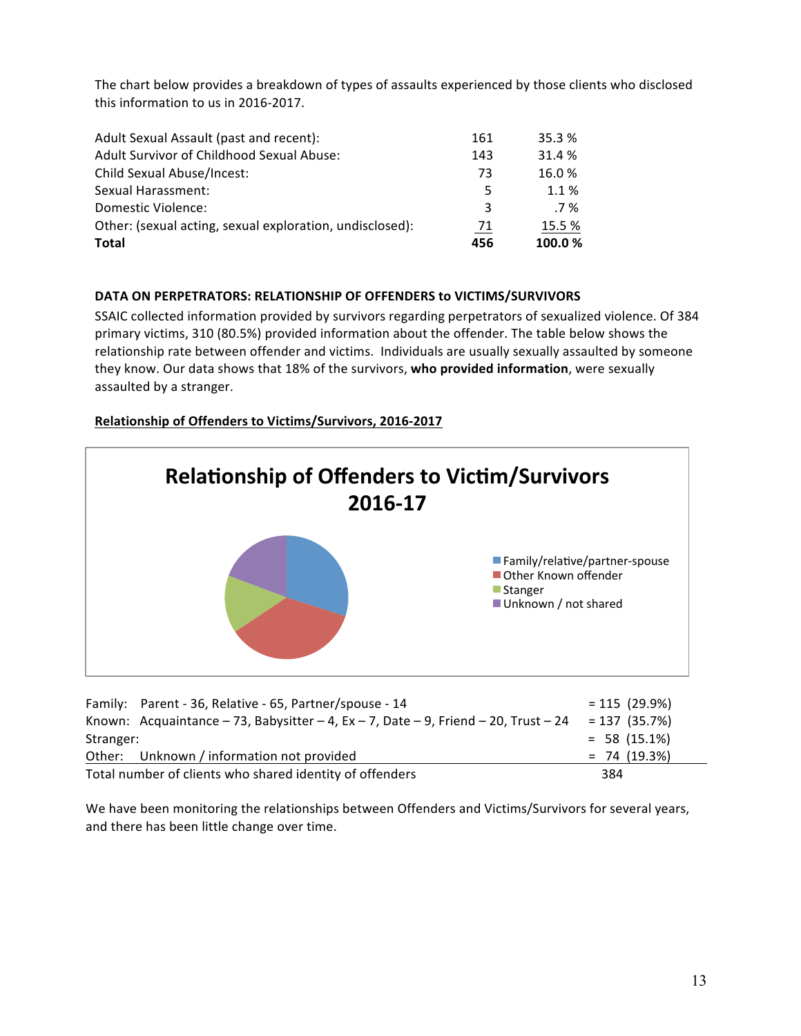The chart below provides a breakdown of types of assaults experienced by those clients who disclosed this information to us in 2016-2017.

| | | |
|---|---|---|
| Adult Sexual Assault (past and recent): | 161 | 35.3 % |
| Adult Survivor of Childhood Sexual Abuse: | 143 | 31.4 % |
| Child Sexual Abuse/Incest: | 73 | 16.0 % |
| Sexual Harassment: | 5 | 1.1 % |
| Domestic Violence: | 3 | .7 % |
| Other: (sexual acting, sexual exploration, undisclosed): | 71 | 15.5 % |
| **Total** | **456** | **100.0 %** |

**DATA ON PERPETRATORS: RELATIONSHIP OF OFFENDERS to VICTIMS/SURVIVORS**

SSAIC collected information provided by survivors regarding perpetrators of sexualized violence. Of 384 primary victims, 310 (80.5%) provided information about the offender. The table below shows the relationship rate between offender and victims. Individuals are usually sexually assaulted by someone they know. Our data shows that 18% of the survivors, **who provided information**, were sexually assaulted by a stranger.

**Relationship of Offenders to Victims/Survivors, 2016-2017**

**Relationship of Offenders to Victim/Survivors 2016-17**

- Family/relative/partner-spouse
- Other Known offender
- Stanger
- Unknown / not shared

| | |
|---|---|
| Family: Parent - 36, Relative - 65, Partner/spouse - 14 | = 115 (29.9%) |
| Known: Acquaintance – 73, Babysitter – 4, Ex – 7, Date – 9, Friend – 20, Trust – 24 | = 137 (35.7%) |
| Stranger: | = 58 (15.1%) |
| Other: Unknown / information not provided | = 74 (19.3%) |
| Total number of clients who shared identity of offenders | 384 |

We have been monitoring the relationships between Offenders and Victims/Survivors for several years, and there has been little change over time.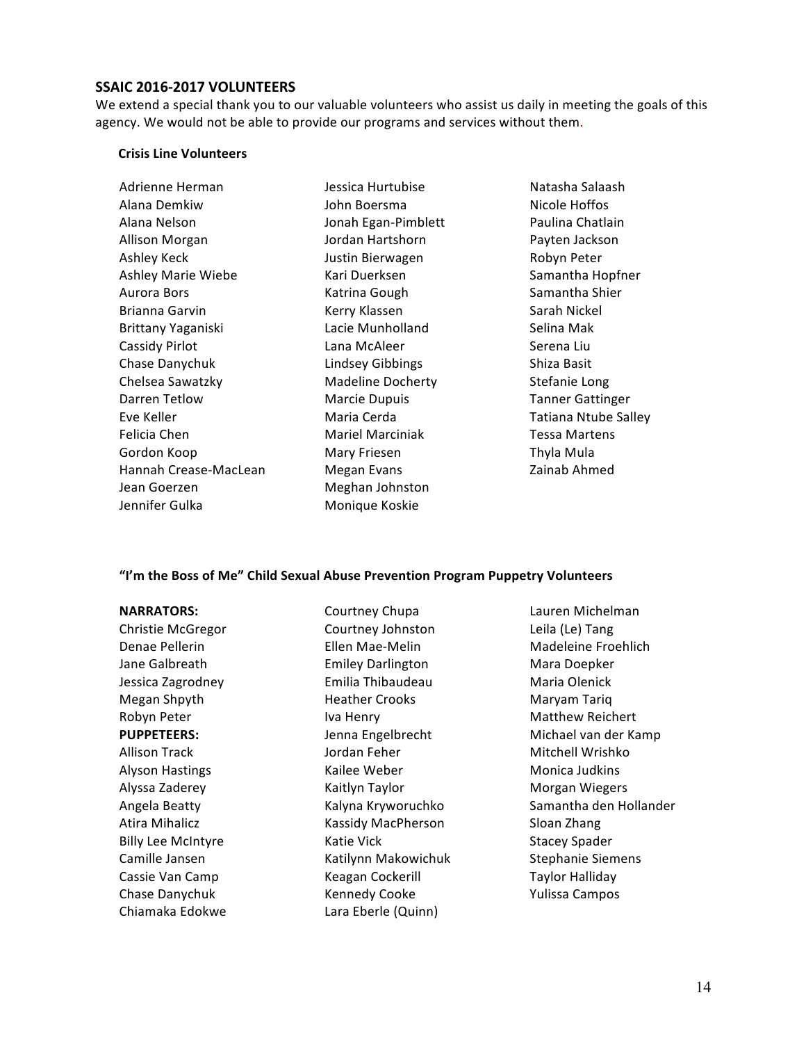## SSAIC 2016-2017 VOLUNTEERS

We extend a special thank you to our valuable volunteers who assist us daily in meeting the goals of this agency. We would not be able to provide our programs and services without them.

### Crisis Line Volunteers

Adrienne Herman
Alana Demkiw
Alana Nelson
Allison Morgan
Ashley Keck
Ashley Marie Wiebe
Aurora Bors
Brianna Garvin
Brittany Yaganiski
Cassidy Pirlot
Chase Danychuk
Chelsea Sawatzky
Darren Tetlow
Eve Keller
Felicia Chen
Gordon Koop
Hannah Crease-MacLean
Jean Goerzen
Jennifer Gulka
Jessica Hurtubise
John Boersma
Jonah Egan-Pimblett
Jordan Hartshorn
Justin Bierwagen
Kari Duerksen
Katrina Gough
Kerry Klassen
Lacie Munholland
Lana McAleer
Lindsey Gibbings
Madeline Docherty
Marcie Dupuis
Maria Cerda
Mariel Marciniak
Mary Friesen
Megan Evans
Meghan Johnston
Monique Koskie
Natasha Salaash
Nicole Hoffos
Paulina Chatlain
Payten Jackson
Robyn Peter
Samantha Hopfner
Samantha Shier
Sarah Nickel
Selina Mak
Serena Liu
Shiza Basit
Stefanie Long
Tanner Gattinger
Tatiana Ntube Salley
Tessa Martens
Thyla Mula
Zainab Ahmed

### "I'm the Boss of Me" Child Sexual Abuse Prevention Program Puppetry Volunteers

**NARRATORS:**

Christie McGregor
Denae Pellerin
Jane Galbreath
Jessica Zagrodney
Megan Shpyth
Robyn Peter

**PUPPETEERS:**

Allison Track
Alyson Hastings
Alyssa Zaderey
Angela Beatty
Atira Mihalicz
Billy Lee McIntyre
Camille Jansen
Cassie Van Camp
Chase Danychuk
Chiamaka Edokwe
Courtney Chupa
Courtney Johnston
Ellen Mae-Melin
Emiley Darlington
Emilia Thibaudeau
Heather Crooks
Iva Henry
Jenna Engelbrecht
Jordan Feher
Kailee Weber
Kaitlyn Taylor
Kalyna Kryworuchko
Kassidy MacPherson
Katie Vick
Katilynn Makowichuk
Keagan Cockerill
Kennedy Cooke
Lara Eberle (Quinn)
Lauren Michelman
Leila (Le) Tang
Madeleine Froehlich
Mara Doepker
Maria Olenick
Maryam Tariq
Matthew Reichert
Michael van der Kamp
Mitchell Wrishko
Monica Judkins
Morgan Wiegers
Samantha den Hollander
Sloan Zhang
Stacey Spader
Stephanie Siemens
Taylor Halliday
Yulissa Campos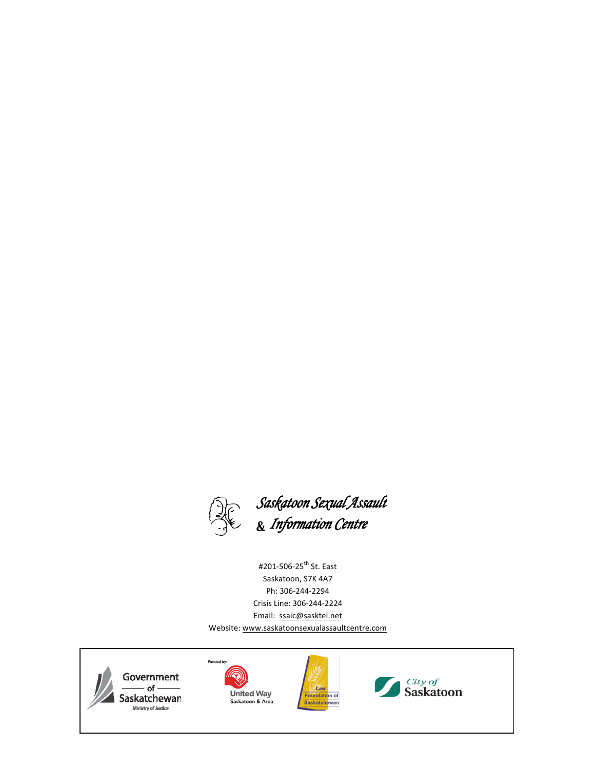*Saskatoon Sexual Assault*
*& Information Centre*

#201-506-25th St. East
Saskatoon, S7K 4A7
Ph: 306-244-2294
Crisis Line: 306-244-2224
Email: ssaic@sasktel.net
Website: www.saskatoonsexualassaultcentre.com

Government of Saskatchewan
Ministry of Justice

Funded by:
United Way
Saskatoon & Area

Law Foundation of Saskatchewan

City of Saskatoon